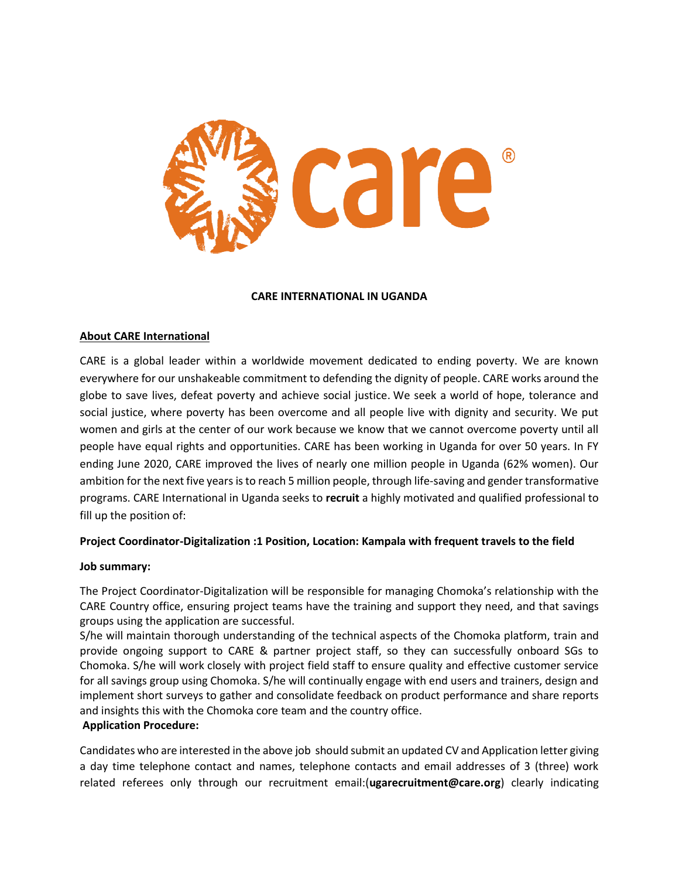# CARE INTERNATIONAL IN UGANDA

## About CARE International

CARE is a global leader within a worldwide movement dedicated to ending poverty. We are known everywhere for our unshakeable commitment to defending the dignity of people. CARE works around the globe to save lives, defeat poverty and achieve social justice. We seek a world of hope, tolerance and social justice, where poverty has been overcome and all people live with dignity and security. We put women and girls at the center of our work because we know that we cannot overcome poverty until all people have equal rights and opportunities. CARE has been working in Uganda for over 50 years. In FY ending June 2020, CARE improved the lives of nearly one million people in Uganda (62% women). Our ambition for the next five years is to reach 5 million people, through life-saving and gender transformative programs. CARE International in Uganda seeks to **recruit** a highly motivated and qualified professional to fill up the position of:

**Project Coordinator-Digitalization :1 Position, Location: Kampala with frequent travels to the field**

**Job summary:**

The Project Coordinator-Digitalization will be responsible for managing Chomoka's relationship with the CARE Country office, ensuring project teams have the training and support they need, and that savings groups using the application are successful.

S/he will maintain thorough understanding of the technical aspects of the Chomoka platform, train and provide ongoing support to CARE & partner project staff, so they can successfully onboard SGs to Chomoka. S/he will work closely with project field staff to ensure quality and effective customer service for all savings group using Chomoka. S/he will continually engage with end users and trainers, design and implement short surveys to gather and consolidate feedback on product performance and share reports and insights this with the Chomoka core team and the country office.

**Application Procedure:**

Candidates who are interested in the above job should submit an updated CV and Application letter giving a day time telephone contact and names, telephone contacts and email addresses of 3 (three) work related referees only through our recruitment email:(**ugarecruitment@care.org**) clearly indicating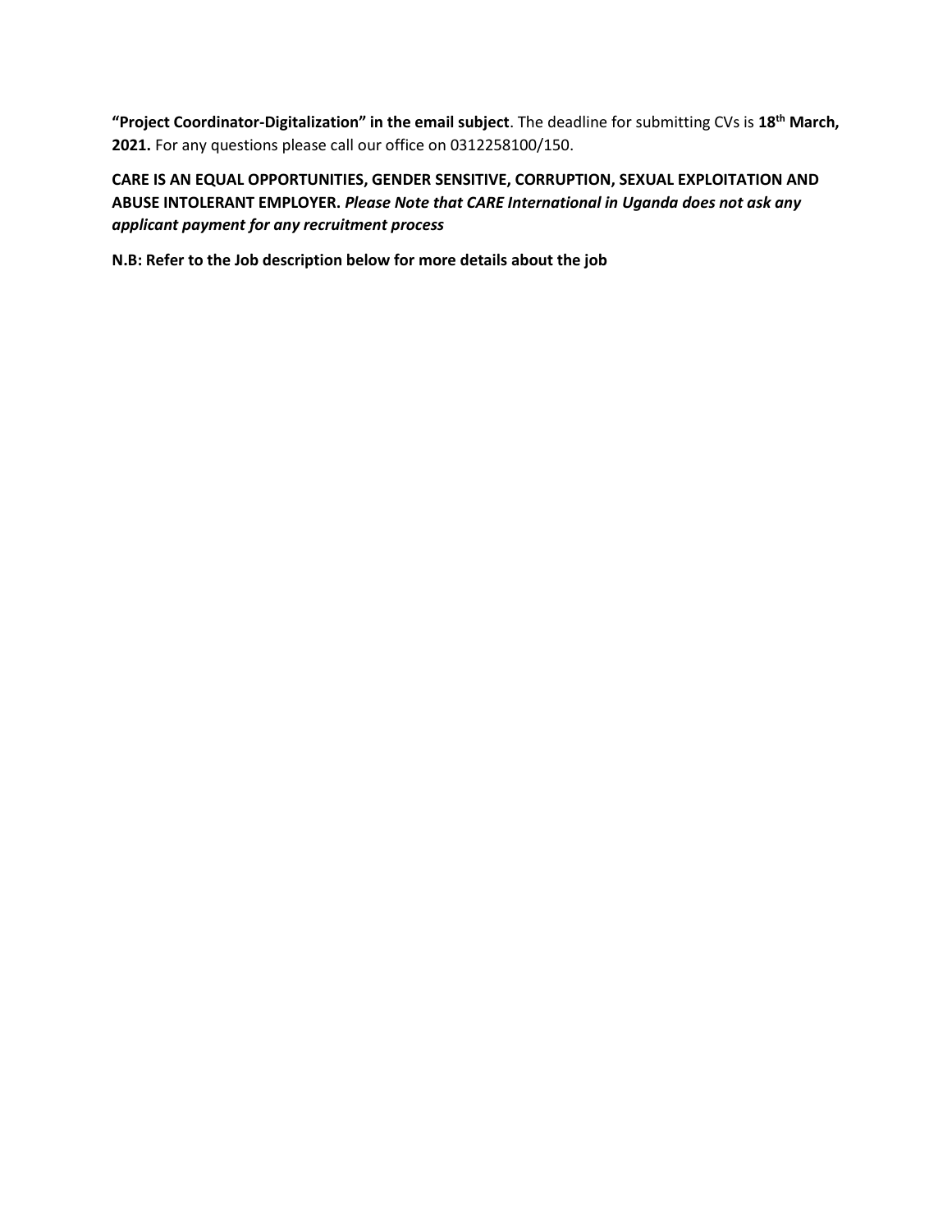**"Project Coordinator-Digitalization" in the email subject**. The deadline for submitting CVs is **18th March, 2021.** For any questions please call our office on 0312258100/150.

**CARE IS AN EQUAL OPPORTUNITIES, GENDER SENSITIVE, CORRUPTION, SEXUAL EXPLOITATION AND ABUSE INTOLERANT EMPLOYER.** ***Please Note that CARE International in Uganda does not ask any applicant payment for any recruitment process***

**N.B: Refer to the Job description below for more details about the job**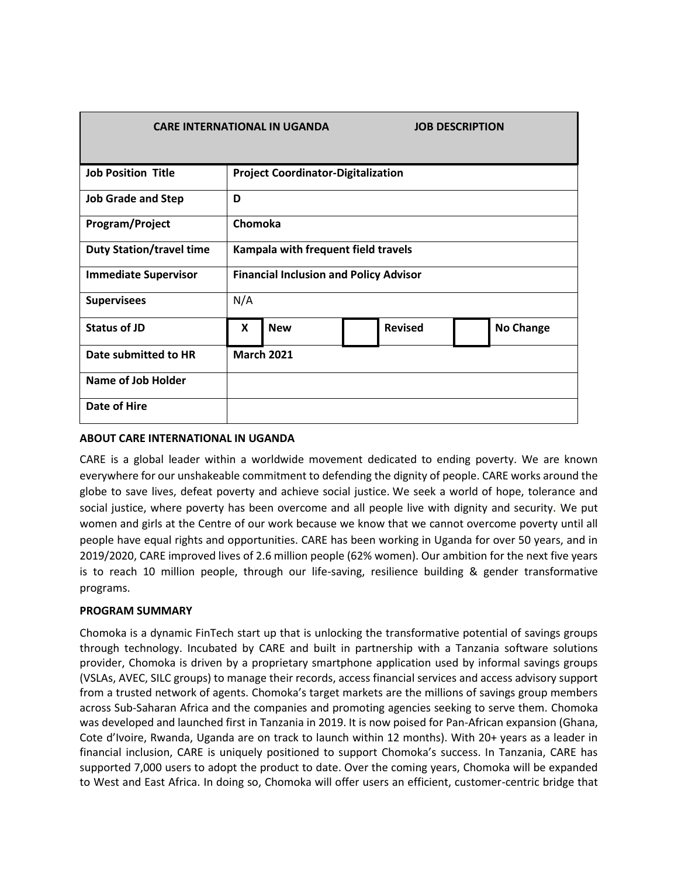| CARE INTERNATIONAL IN UGANDA | JOB DESCRIPTION |
|---|---|
| **Job Position Title** | **Project Coordinator-Digitalization** |
| **Job Grade and Step** | **D** |
| **Program/Project** | **Chomoka** |
| **Duty Station/travel time** | **Kampala with frequent field travels** |
| **Immediate Supervisor** | **Financial Inclusion and Policy Advisor** |
| **Supervisees** | N/A |
| **Status of JD** | **[X] New** [ ] **Revised** [ ] **No Change** |
| **Date submitted to HR** | **March 2021** |
| **Name of Job Holder** | |
| **Date of Hire** | |

**ABOUT CARE INTERNATIONAL IN UGANDA**

CARE is a global leader within a worldwide movement dedicated to ending poverty. We are known everywhere for our unshakeable commitment to defending the dignity of people. CARE works around the globe to save lives, defeat poverty and achieve social justice. We seek a world of hope, tolerance and social justice, where poverty has been overcome and all people live with dignity and security. We put women and girls at the Centre of our work because we know that we cannot overcome poverty until all people have equal rights and opportunities. CARE has been working in Uganda for over 50 years, and in 2019/2020, CARE improved lives of 2.6 million people (62% women). Our ambition for the next five years is to reach 10 million people, through our life-saving, resilience building & gender transformative programs.

**PROGRAM SUMMARY**

Chomoka is a dynamic FinTech start up that is unlocking the transformative potential of savings groups through technology. Incubated by CARE and built in partnership with a Tanzania software solutions provider, Chomoka is driven by a proprietary smartphone application used by informal savings groups (VSLAs, AVEC, SILC groups) to manage their records, access financial services and access advisory support from a trusted network of agents. Chomoka's target markets are the millions of savings group members across Sub-Saharan Africa and the companies and promoting agencies seeking to serve them. Chomoka was developed and launched first in Tanzania in 2019. It is now poised for Pan-African expansion (Ghana, Cote d'Ivoire, Rwanda, Uganda are on track to launch within 12 months). With 20+ years as a leader in financial inclusion, CARE is uniquely positioned to support Chomoka's success. In Tanzania, CARE has supported 7,000 users to adopt the product to date. Over the coming years, Chomoka will be expanded to West and East Africa. In doing so, Chomoka will offer users an efficient, customer-centric bridge that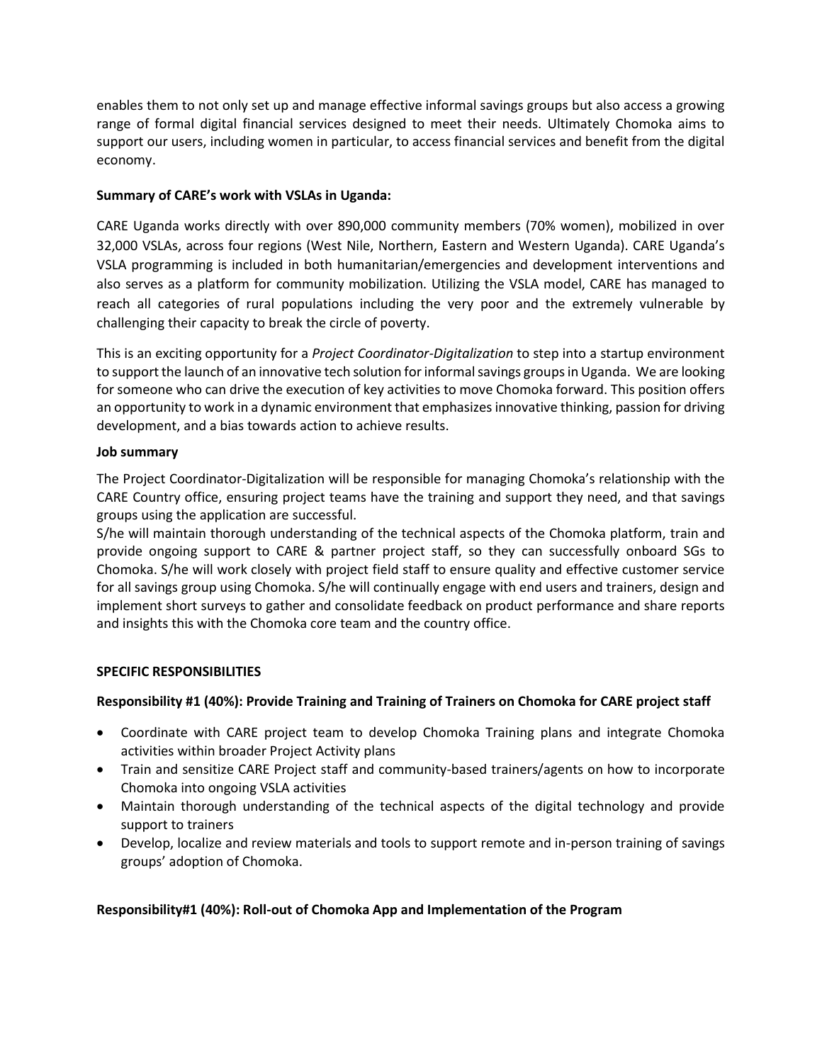enables them to not only set up and manage effective informal savings groups but also access a growing range of formal digital financial services designed to meet their needs. Ultimately Chomoka aims to support our users, including women in particular, to access financial services and benefit from the digital economy.

**Summary of CARE's work with VSLAs in Uganda:**

CARE Uganda works directly with over 890,000 community members (70% women), mobilized in over 32,000 VSLAs, across four regions (West Nile, Northern, Eastern and Western Uganda). CARE Uganda's VSLA programming is included in both humanitarian/emergencies and development interventions and also serves as a platform for community mobilization. Utilizing the VSLA model, CARE has managed to reach all categories of rural populations including the very poor and the extremely vulnerable by challenging their capacity to break the circle of poverty.

This is an exciting opportunity for a *Project Coordinator-Digitalization* to step into a startup environment to support the launch of an innovative tech solution for informal savings groups in Uganda. We are looking for someone who can drive the execution of key activities to move Chomoka forward. This position offers an opportunity to work in a dynamic environment that emphasizes innovative thinking, passion for driving development, and a bias towards action to achieve results.

**Job summary**

The Project Coordinator-Digitalization will be responsible for managing Chomoka's relationship with the CARE Country office, ensuring project teams have the training and support they need, and that savings groups using the application are successful.

S/he will maintain thorough understanding of the technical aspects of the Chomoka platform, train and provide ongoing support to CARE & partner project staff, so they can successfully onboard SGs to Chomoka. S/he will work closely with project field staff to ensure quality and effective customer service for all savings group using Chomoka. S/he will continually engage with end users and trainers, design and implement short surveys to gather and consolidate feedback on product performance and share reports and insights this with the Chomoka core team and the country office.

**SPECIFIC RESPONSIBILITIES**

**Responsibility #1 (40%): Provide Training and Training of Trainers on Chomoka for CARE project staff**

- Coordinate with CARE project team to develop Chomoka Training plans and integrate Chomoka activities within broader Project Activity plans
- Train and sensitize CARE Project staff and community-based trainers/agents on how to incorporate Chomoka into ongoing VSLA activities
- Maintain thorough understanding of the technical aspects of the digital technology and provide support to trainers
- Develop, localize and review materials and tools to support remote and in-person training of savings groups' adoption of Chomoka.

**Responsibility#1 (40%): Roll-out of Chomoka App and Implementation of the Program**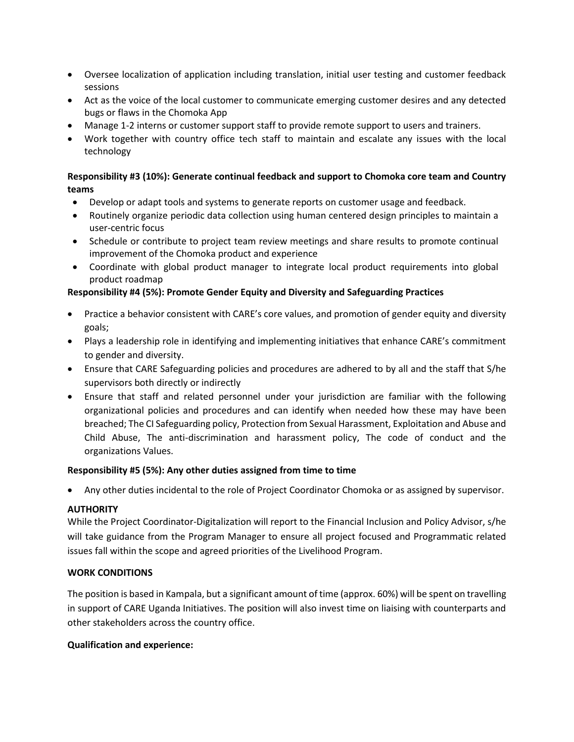- Oversee localization of application including translation, initial user testing and customer feedback sessions
- Act as the voice of the local customer to communicate emerging customer desires and any detected bugs or flaws in the Chomoka App
- Manage 1-2 interns or customer support staff to provide remote support to users and trainers.
- Work together with country office tech staff to maintain and escalate any issues with the local technology

**Responsibility #3 (10%): Generate continual feedback and support to Chomoka core team and Country teams**

- Develop or adapt tools and systems to generate reports on customer usage and feedback.
- Routinely organize periodic data collection using human centered design principles to maintain a user-centric focus
- Schedule or contribute to project team review meetings and share results to promote continual improvement of the Chomoka product and experience
- Coordinate with global product manager to integrate local product requirements into global product roadmap

**Responsibility #4 (5%): Promote Gender Equity and Diversity and Safeguarding Practices**

- Practice a behavior consistent with CARE's core values, and promotion of gender equity and diversity goals;
- Plays a leadership role in identifying and implementing initiatives that enhance CARE's commitment to gender and diversity.
- Ensure that CARE Safeguarding policies and procedures are adhered to by all and the staff that S/he supervisors both directly or indirectly
- Ensure that staff and related personnel under your jurisdiction are familiar with the following organizational policies and procedures and can identify when needed how these may have been breached; The CI Safeguarding policy, Protection from Sexual Harassment, Exploitation and Abuse and Child Abuse, The anti-discrimination and harassment policy, The code of conduct and the organizations Values.

**Responsibility #5 (5%): Any other duties assigned from time to time**

- Any other duties incidental to the role of Project Coordinator Chomoka or as assigned by supervisor.

**AUTHORITY**

While the Project Coordinator-Digitalization will report to the Financial Inclusion and Policy Advisor, s/he will take guidance from the Program Manager to ensure all project focused and Programmatic related issues fall within the scope and agreed priorities of the Livelihood Program.

**WORK CONDITIONS**

The position is based in Kampala, but a significant amount of time (approx. 60%) will be spent on travelling in support of CARE Uganda Initiatives. The position will also invest time on liaising with counterparts and other stakeholders across the country office.

**Qualification and experience:**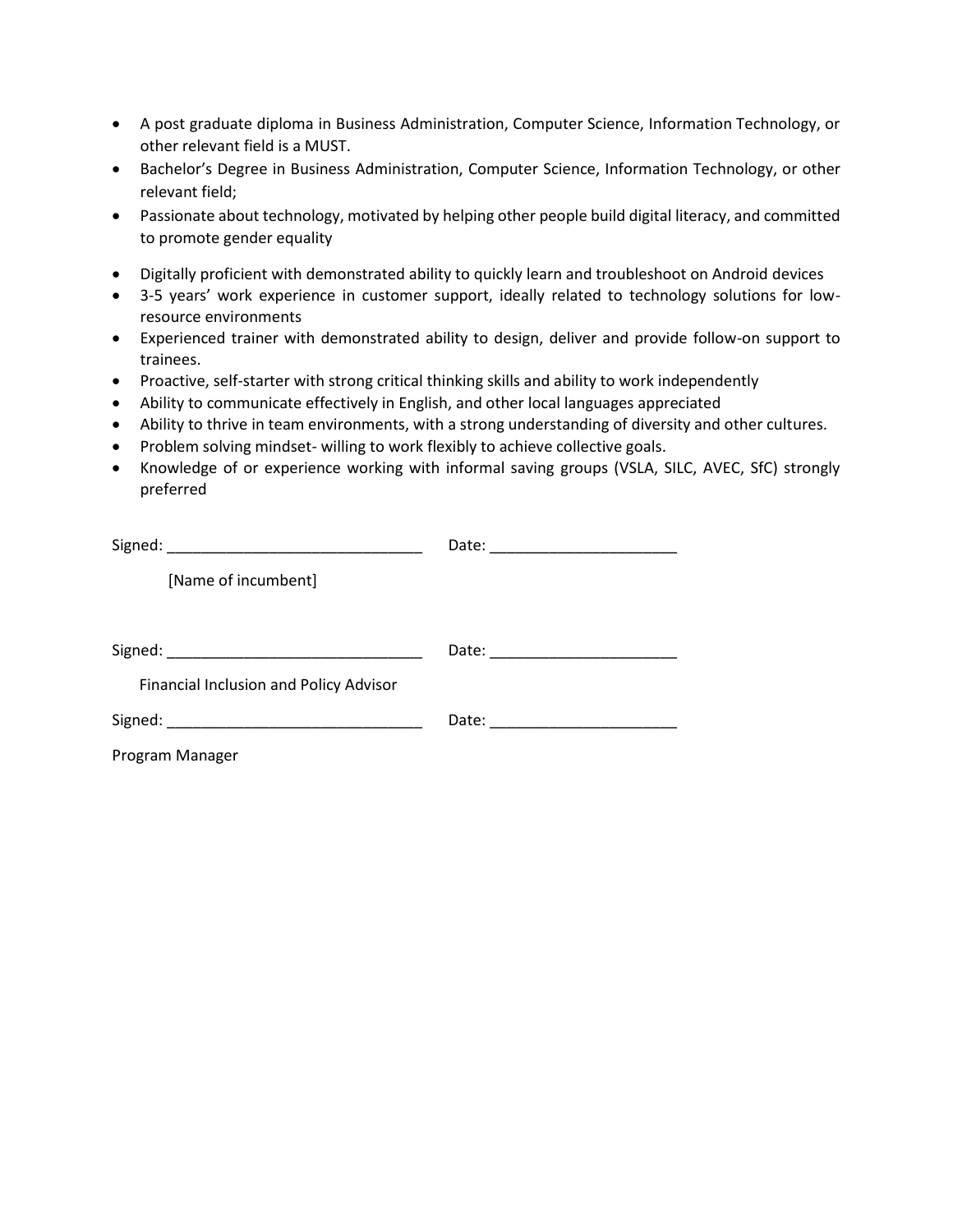- A post graduate diploma in Business Administration, Computer Science, Information Technology, or other relevant field is a MUST.
- Bachelor's Degree in Business Administration, Computer Science, Information Technology, or other relevant field;
- Passionate about technology, motivated by helping other people build digital literacy, and committed to promote gender equality
- Digitally proficient with demonstrated ability to quickly learn and troubleshoot on Android devices
- 3-5 years' work experience in customer support, ideally related to technology solutions for low-resource environments
- Experienced trainer with demonstrated ability to design, deliver and provide follow-on support to trainees.
- Proactive, self-starter with strong critical thinking skills and ability to work independently
- Ability to communicate effectively in English, and other local languages appreciated
- Ability to thrive in team environments, with a strong understanding of diversity and other cultures.
- Problem solving mindset- willing to work flexibly to achieve collective goals.
- Knowledge of or experience working with informal saving groups (VSLA, SILC, AVEC, SfC) strongly preferred

Signed: ______________________________ Date: ______________________

[Name of incumbent]

Signed: ______________________________ Date: ______________________

Financial Inclusion and Policy Advisor

Signed: ______________________________ Date: ______________________

Program Manager